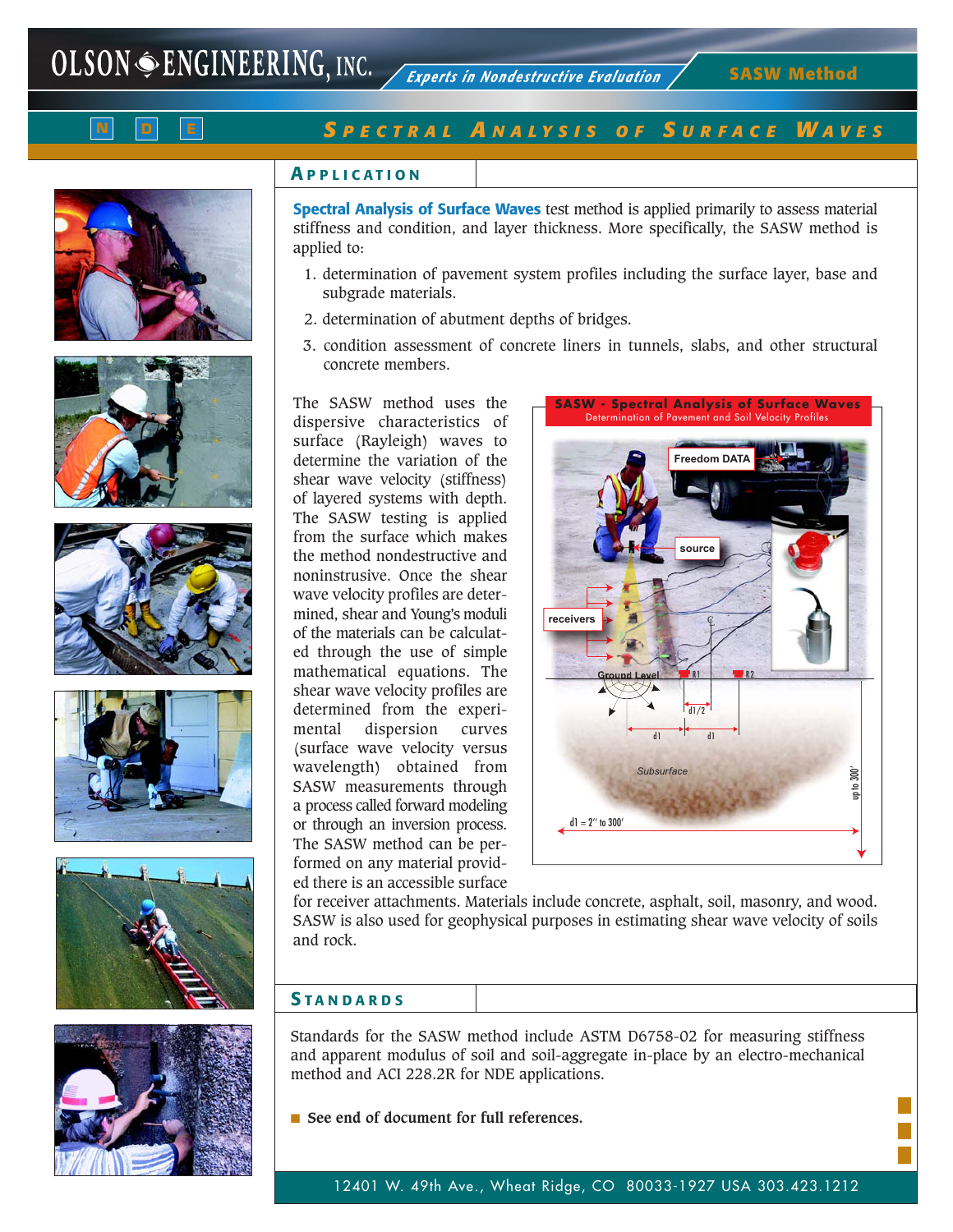# OLSON ENGINEERING, INC.

*Experts in Nondestructive Evaluation*

**SASW Method**

N D E

## SPECTRAL ANALYSIS OF SURFACE WAVES

### APPLICATION

**Spectral Analysis of Surface Waves** test method is applied primarily to assess material stiffness and condition, and layer thickness. More specifically, the SASW method is applied to:

1. determination of pavement system profiles including the surface layer, base and subgrade materials.
2. determination of abutment depths of bridges.
3. condition assessment of concrete liners in tunnels, slabs, and other structural concrete members.

The SASW method uses the dispersive characteristics of surface (Rayleigh) waves to determine the variation of the shear wave velocity (stiffness) of layered systems with depth. The SASW testing is applied from the surface which makes the method nondestructive and noninstrusive. Once the shear wave velocity profiles are determined, shear and Young's moduli of the materials can be calculated through the use of simple mathematical equations. The shear wave velocity profiles are determined from the experimental dispersion curves (surface wave velocity versus wavelength) obtained from SASW measurements through a process called forward modeling or through an inversion process. The SASW method can be performed on any material provided there is an accessible surface for receiver attachments. Materials include concrete, asphalt, soil, masonry, and wood. SASW is also used for geophysical purposes in estimating shear wave velocity of soils and rock.

**SASW - Spectral Analysis of Surface Waves**
Determination of Pavement and Soil Velocity Profiles

Freedom DATA · source · receivers · Ground Level · R1 · R2 · d1/2 · d1 · d1 · Subsurface · up to 300′ · d1 = 2″ to 300′

### STANDARDS

Standards for the SASW method include ASTM D6758-02 for measuring stiffness and apparent modulus of soil and soil-aggregate in-place by an electro-mechanical method and ACI 228.2R for NDE applications.

- **See end of document for full references.**

12401 W. 49th Ave., Wheat Ridge, CO 80033-1927 USA 303.423.1212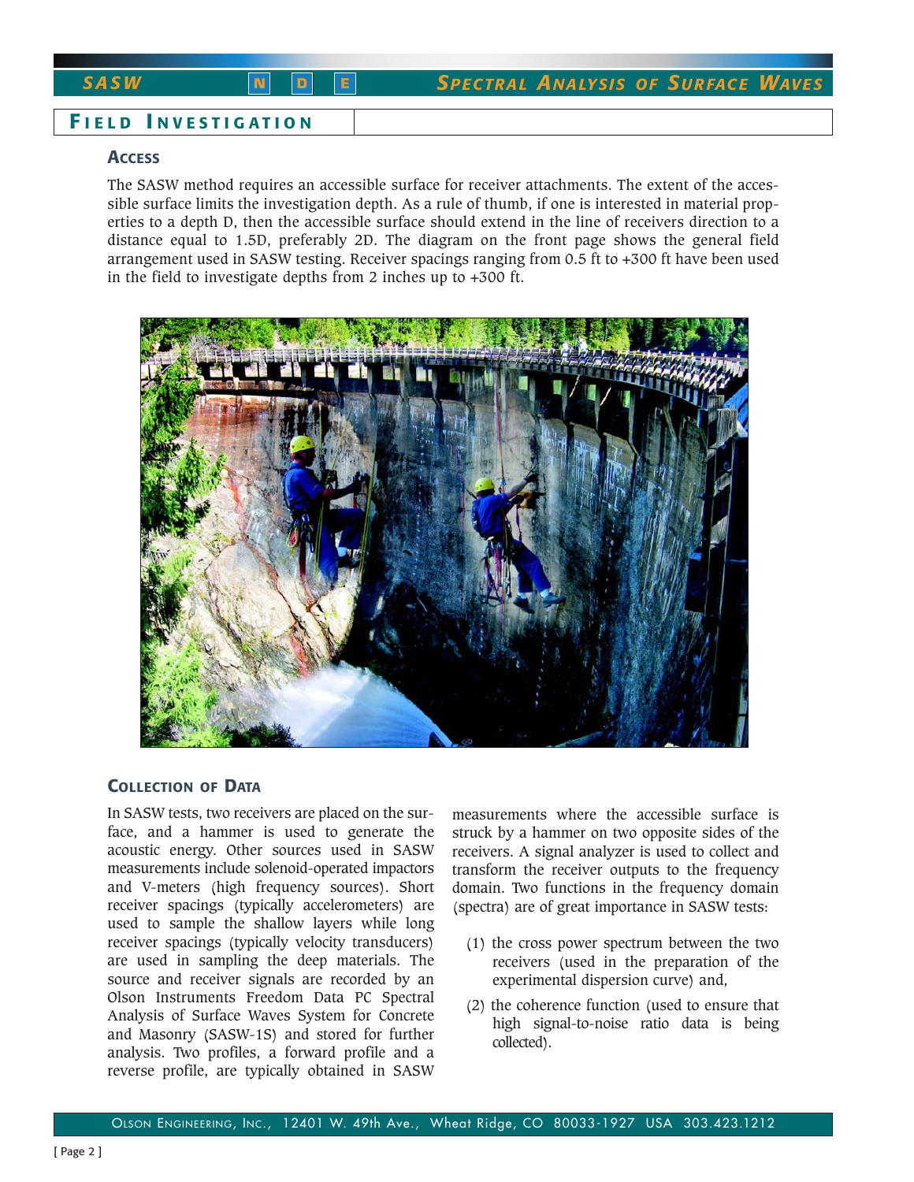## Field Investigation

### Access

The SASW method requires an accessible surface for receiver attachments. The extent of the accessible surface limits the investigation depth. As a rule of thumb, if one is interested in material properties to a depth D, then the accessible surface should extend in the line of receivers direction to a distance equal to 1.5D, preferably 2D. The diagram on the front page shows the general field arrangement used in SASW testing. Receiver spacings ranging from 0.5 ft to +300 ft have been used in the field to investigate depths from 2 inches up to +300 ft.

### Collection of Data

In SASW tests, two receivers are placed on the surface, and a hammer is used to generate the acoustic energy. Other sources used in SASW measurements include solenoid-operated impactors and V-meters (high frequency sources). Short receiver spacings (typically accelerometers) are used to sample the shallow layers while long receiver spacings (typically velocity transducers) are used in sampling the deep materials. The source and receiver signals are recorded by an Olson Instruments Freedom Data PC Spectral Analysis of Surface Waves System for Concrete and Masonry (SASW-1S) and stored for further analysis. Two profiles, a forward profile and a reverse profile, are typically obtained in SASW measurements where the accessible surface is struck by a hammer on two opposite sides of the receivers. A signal analyzer is used to collect and transform the receiver outputs to the frequency domain. Two functions in the frequency domain (spectra) are of great importance in SASW tests:

(1) the cross power spectrum between the two receivers (used in the preparation of the experimental dispersion curve) and,

(2) the coherence function (used to ensure that high signal-to-noise ratio data is being collected).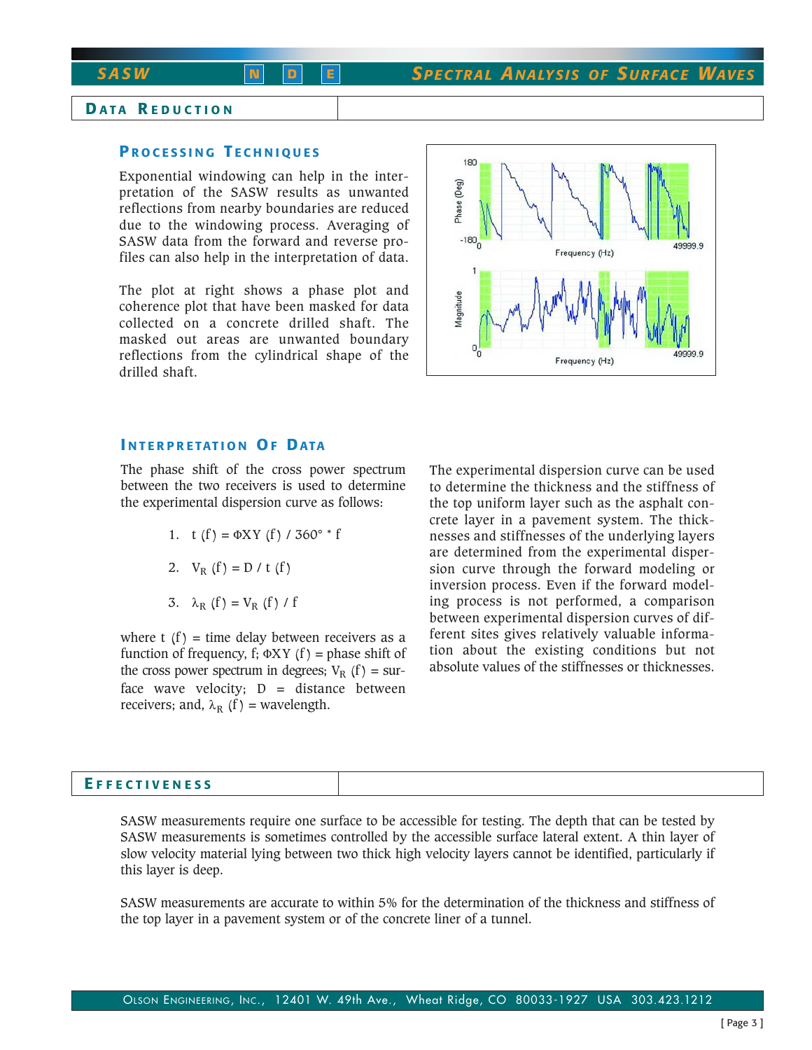## Data Reduction

### Processing Techniques

Exponential windowing can help in the interpretation of the SASW results as unwanted reflections from nearby boundaries are reduced due to the windowing process. Averaging of SASW data from the forward and reverse profiles can also help in the interpretation of data.

The plot at right shows a phase plot and coherence plot that have been masked for data collected on a concrete drilled shaft. The masked out areas are unwanted boundary reflections from the cylindrical shape of the drilled shaft.

### Interpretation Of Data

The phase shift of the cross power spectrum between the two receivers is used to determine the experimental dispersion curve as follows:

1. $t(f) = \Phi XY(f) / 360° * f$
2. $V_R(f) = D / t(f)$
3. $\lambda_R(f) = V_R(f) / f$

where $t(f)$ = time delay between receivers as a function of frequency, f; $\Phi XY(f)$ = phase shift of the cross power spectrum in degrees; $V_R(f)$ = surface wave velocity; D = distance between receivers; and, $\lambda_R(f)$ = wavelength.

The experimental dispersion curve can be used to determine the thickness and the stiffness of the top uniform layer such as the asphalt concrete layer in a pavement system. The thicknesses and stiffnesses of the underlying layers are determined from the experimental dispersion curve through the forward modeling or inversion process. Even if the forward modeling process is not performed, a comparison between experimental dispersion curves of different sites gives relatively valuable information about the existing conditions but not absolute values of the stiffnesses or thicknesses.

## Effectiveness

SASW measurements require one surface to be accessible for testing. The depth that can be tested by SASW measurements is sometimes controlled by the accessible surface lateral extent. A thin layer of slow velocity material lying between two thick high velocity layers cannot be identified, particularly if this layer is deep.

SASW measurements are accurate to within 5% for the determination of the thickness and stiffness of the top layer in a pavement system or of the concrete liner of a tunnel.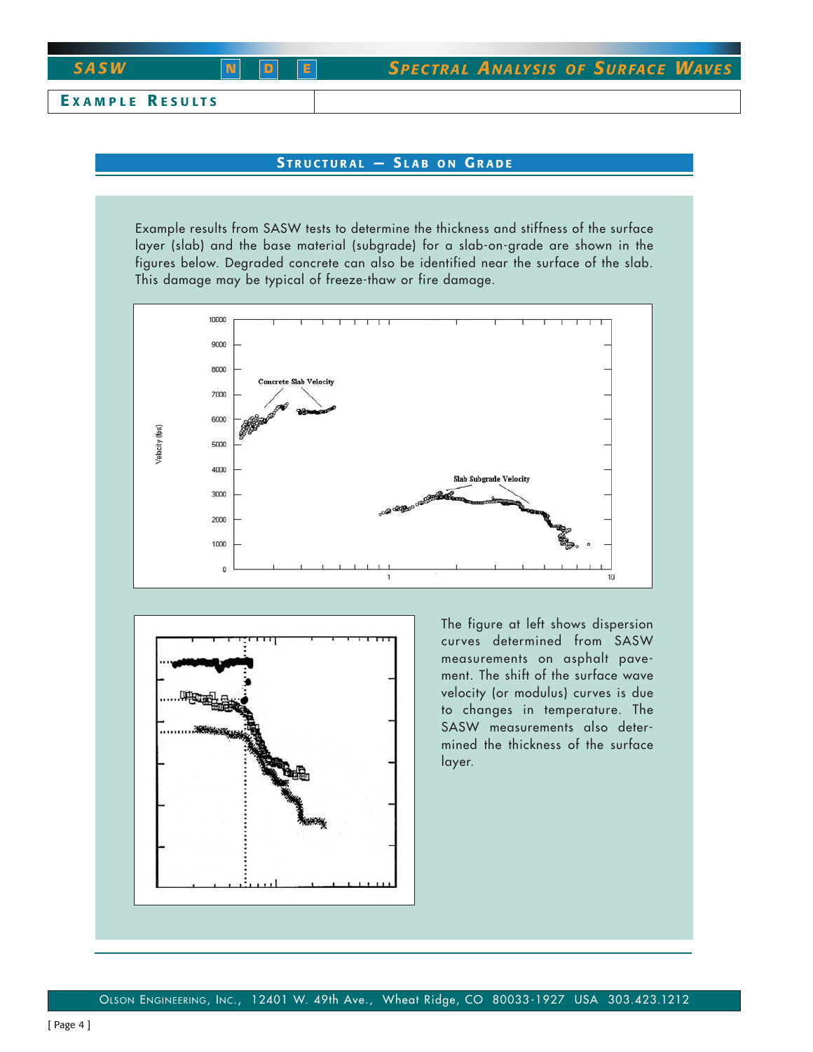## Example Results

### Structural — Slab on Grade

Example results from SASW tests to determine the thickness and stiffness of the surface layer (slab) and the base material (subgrade) for a slab-on-grade are shown in the figures below. Degraded concrete can also be identified near the surface of the slab. This damage may be typical of freeze-thaw or fire damage.

The figure at left shows dispersion curves determined from SASW measurements on asphalt pavement. The shift of the surface wave velocity (or modulus) curves is due to changes in temperature. The SASW measurements also determined the thickness of the surface layer.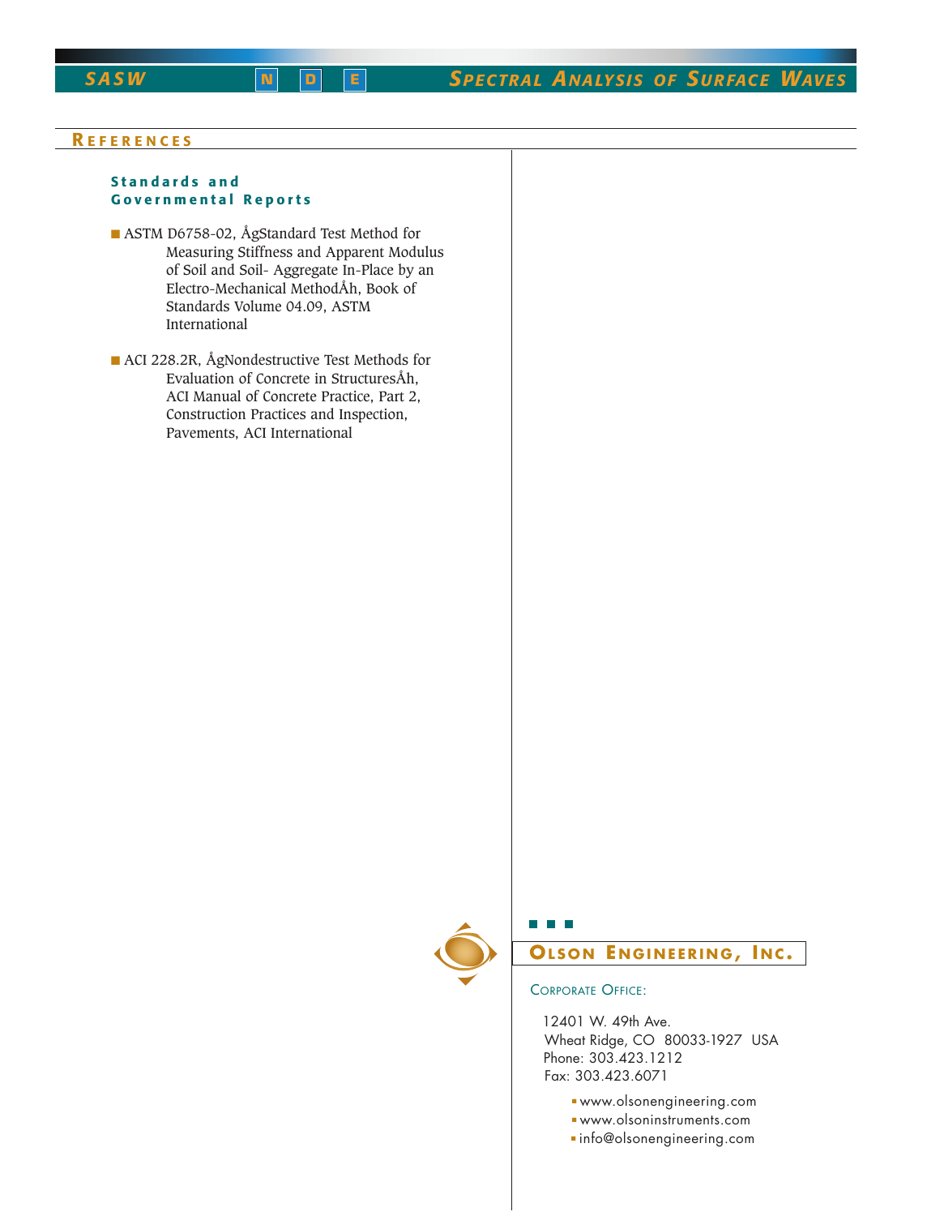## References

### Standards and Governmental Reports

- ASTM D6758-02, ÅgStandard Test Method for Measuring Stiffness and Apparent Modulus of Soil and Soil- Aggregate In-Place by an Electro-Mechanical MethodÅh, Book of Standards Volume 04.09, ASTM International

- ACI 228.2R, ÅgNondestructive Test Methods for Evaluation of Concrete in StructuresÅh, ACI Manual of Concrete Practice, Part 2, Construction Practices and Inspection, Pavements, ACI International

**Olson Engineering, Inc.**

Corporate Office:

12401 W. 49th Ave.
Wheat Ridge, CO 80033-1927 USA
Phone: 303.423.1212
Fax: 303.423.6071

- www.olsonengineering.com
- www.olsoninstruments.com
- info@olsonengineering.com